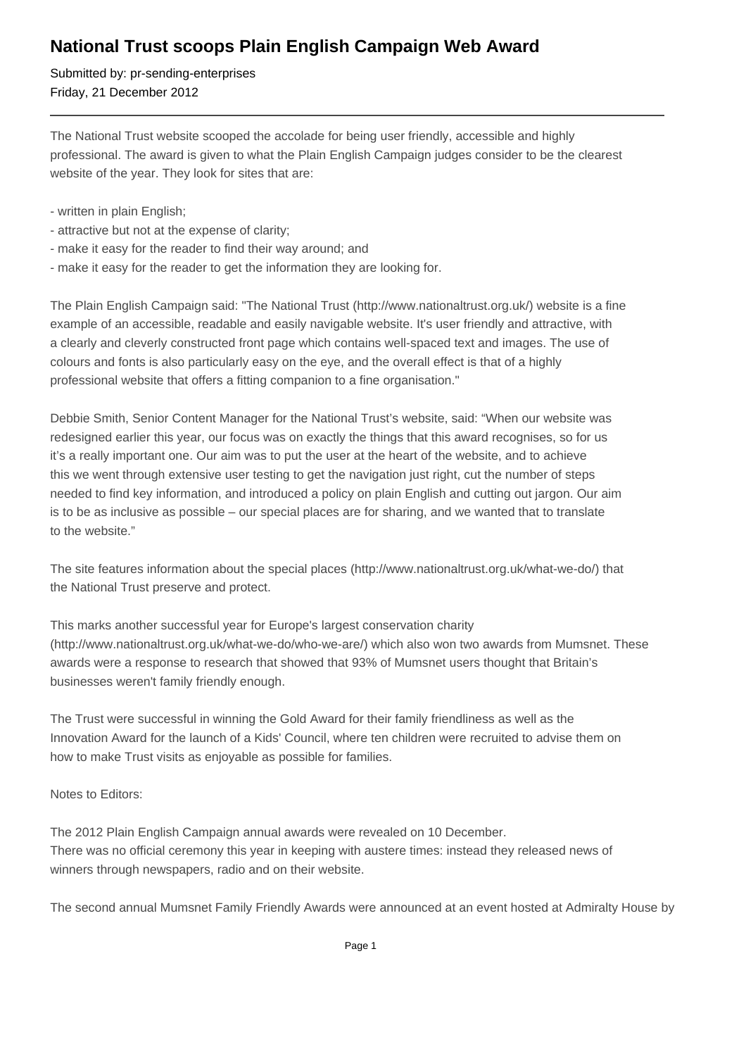# National Trust scoops Plain English Campaign Web Award

Submitted by: pr-sending-enterprises
Friday, 21 December 2012

---

The National Trust website scooped the accolade for being user friendly, accessible and highly professional. The award is given to what the Plain English Campaign judges consider to be the clearest website of the year. They look for sites that are:

- written in plain English;
- attractive but not at the expense of clarity;
- make it easy for the reader to find their way around; and
- make it easy for the reader to get the information they are looking for.

The Plain English Campaign said: "The National Trust (http://www.nationaltrust.org.uk/) website is a fine example of an accessible, readable and easily navigable website. It's user friendly and attractive, with a clearly and cleverly constructed front page which contains well-spaced text and images. The use of colours and fonts is also particularly easy on the eye, and the overall effect is that of a highly professional website that offers a fitting companion to a fine organisation."

Debbie Smith, Senior Content Manager for the National Trust's website, said: "When our website was redesigned earlier this year, our focus was on exactly the things that this award recognises, so for us it's a really important one. Our aim was to put the user at the heart of the website, and to achieve this we went through extensive user testing to get the navigation just right, cut the number of steps needed to find key information, and introduced a policy on plain English and cutting out jargon. Our aim is to be as inclusive as possible – our special places are for sharing, and we wanted that to translate to the website."

The site features information about the special places (http://www.nationaltrust.org.uk/what-we-do/) that the National Trust preserve and protect.

This marks another successful year for Europe's largest conservation charity (http://www.nationaltrust.org.uk/what-we-do/who-we-are/) which also won two awards from Mumsnet. These awards were a response to research that showed that 93% of Mumsnet users thought that Britain's businesses weren't family friendly enough.

The Trust were successful in winning the Gold Award for their family friendliness as well as the Innovation Award for the launch of a Kids' Council, where ten children were recruited to advise them on how to make Trust visits as enjoyable as possible for families.

Notes to Editors:

The 2012 Plain English Campaign annual awards were revealed on 10 December.
There was no official ceremony this year in keeping with austere times: instead they released news of winners through newspapers, radio and on their website.

The second annual Mumsnet Family Friendly Awards were announced at an event hosted at Admiralty House by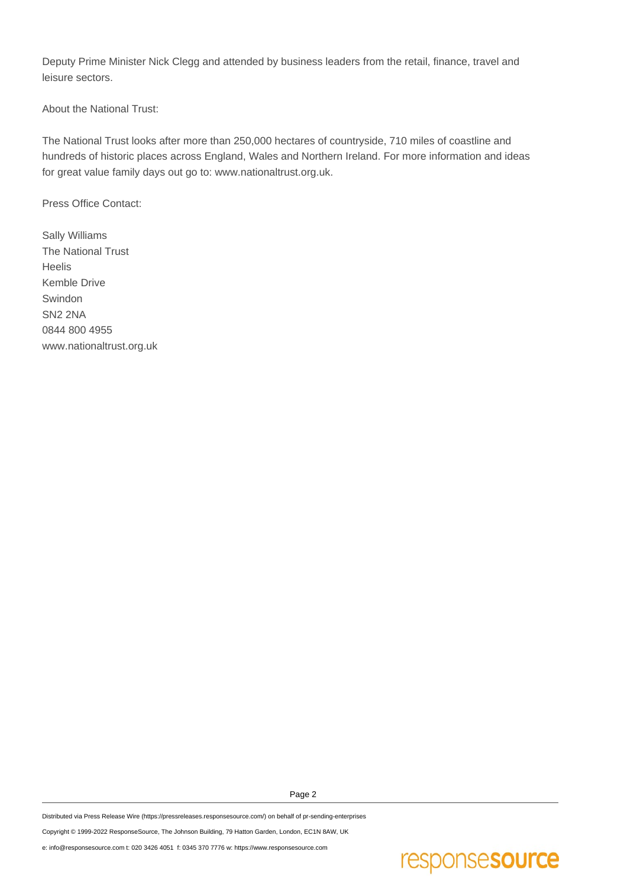Deputy Prime Minister Nick Clegg and attended by business leaders from the retail, finance, travel and leisure sectors.

About the National Trust:

The National Trust looks after more than 250,000 hectares of countryside, 710 miles of coastline and hundreds of historic places across England, Wales and Northern Ireland. For more information and ideas for great value family days out go to: www.nationaltrust.org.uk.

Press Office Contact:

Sally Williams
The National Trust
Heelis
Kemble Drive
Swindon
SN2 2NA
0844 800 4955
www.nationaltrust.org.uk